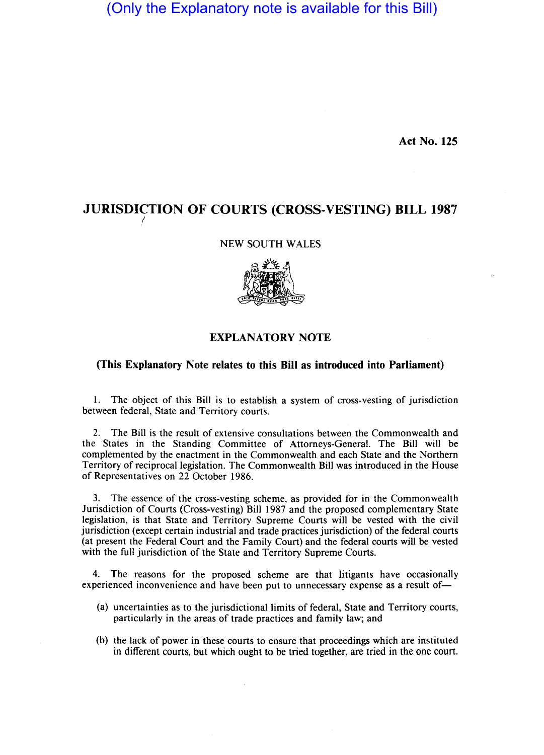(Only the Explanatory note is available for this Bill)

**Act No. 125**

# JURISDICTION OF COURTS (CROSS-VESTING) BILL 1987

NEW SOUTH WALES

## EXPLANATORY NOTE

**(This Explanatory Note relates to this Bill as introduced into Parliament)**

1. The object of this Bill is to establish a system of cross-vesting of jurisdiction between federal, State and Territory courts.

2. The Bill is the result of extensive consultations between the Commonwealth and the States in the Standing Committee of Attorneys-General. The Bill will be complemented by the enactment in the Commonwealth and each State and the Northern Territory of reciprocal legislation. The Commonwealth Bill was introduced in the House of Representatives on 22 October 1986.

3. The essence of the cross-vesting scheme, as provided for in the Commonwealth Jurisdiction of Courts (Cross-vesting) Bill 1987 and the proposed complementary State legislation, is that State and Territory Supreme Courts will be vested with the civil jurisdiction (except certain industrial and trade practices jurisdiction) of the federal courts (at present the Federal Court and the Family Court) and the federal courts will be vested with the full jurisdiction of the State and Territory Supreme Courts.

4. The reasons for the proposed scheme are that litigants have occasionally experienced inconvenience and have been put to unnecessary expense as a result of—

(a) uncertainties as to the jurisdictional limits of federal, State and Territory courts, particularly in the areas of trade practices and family law; and

(b) the lack of power in these courts to ensure that proceedings which are instituted in different courts, but which ought to be tried together, are tried in the one court.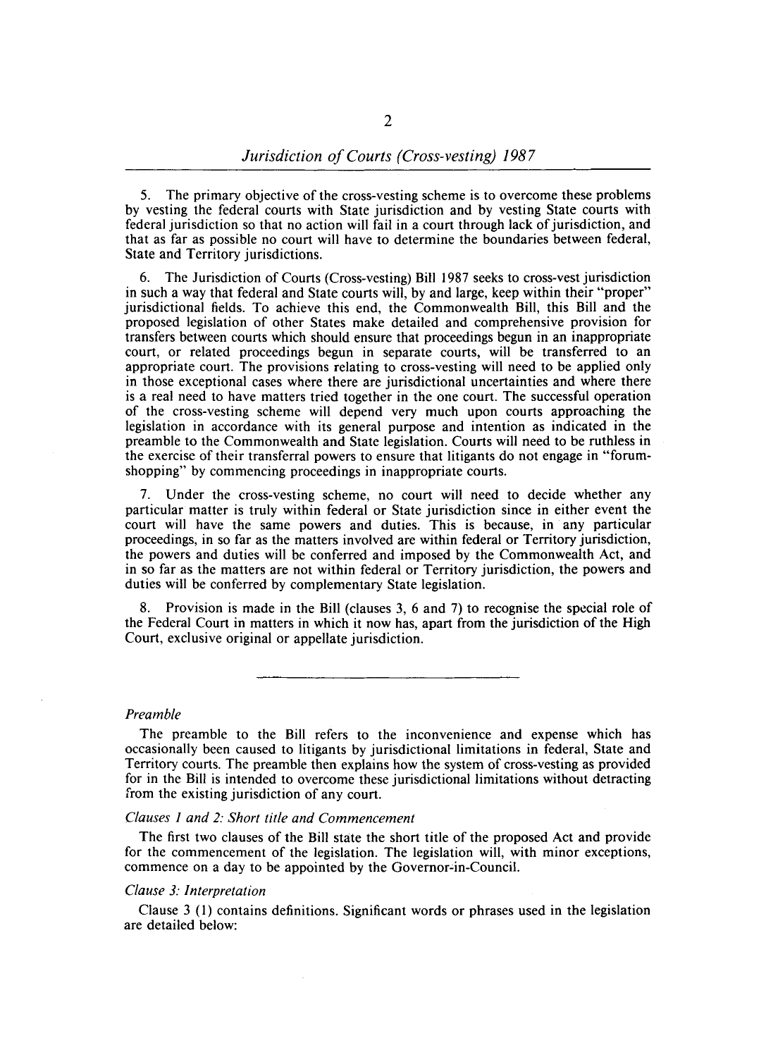5. The primary objective of the cross-vesting scheme is to overcome these problems by vesting the federal courts with State jurisdiction and by vesting State courts with federal jurisdiction so that no action will fail in a court through lack of jurisdiction, and that as far as possible no court will have to determine the boundaries between federal, State and Territory jurisdictions.

6. The Jurisdiction of Courts (Cross-vesting) Bill 1987 seeks to cross-vest jurisdiction in such a way that federal and State courts will, by and large, keep within their "proper" jurisdictional fields. To achieve this end, the Commonwealth Bill, this Bill and the proposed legislation of other States make detailed and comprehensive provision for transfers between courts which should ensure that proceedings begun in an inappropriate court, or related proceedings begun in separate courts, will be transferred to an appropriate court. The provisions relating to cross-vesting will need to be applied only in those exceptional cases where there are jurisdictional uncertainties and where there is a real need to have matters tried together in the one court. The successful operation of the cross-vesting scheme will depend very much upon courts approaching the legislation in accordance with its general purpose and intention as indicated in the preamble to the Commonwealth and State legislation. Courts will need to be ruthless in the exercise of their transferral powers to ensure that litigants do not engage in "forum-shopping" by commencing proceedings in inappropriate courts.

7. Under the cross-vesting scheme, no court will need to decide whether any particular matter is truly within federal or State jurisdiction since in either event the court will have the same powers and duties. This is because, in any particular proceedings, in so far as the matters involved are within federal or Territory jurisdiction, the powers and duties will be conferred and imposed by the Commonwealth Act, and in so far as the matters are not within federal or Territory jurisdiction, the powers and duties will be conferred by complementary State legislation.

8. Provision is made in the Bill (clauses 3, 6 and 7) to recognise the special role of the Federal Court in matters in which it now has, apart from the jurisdiction of the High Court, exclusive original or appellate jurisdiction.

---

*Preamble*

The preamble to the Bill refers to the inconvenience and expense which has occasionally been caused to litigants by jurisdictional limitations in federal, State and Territory courts. The preamble then explains how the system of cross-vesting as provided for in the Bill is intended to overcome these jurisdictional limitations without detracting from the existing jurisdiction of any court.

*Clauses 1 and 2: Short title and Commencement*

The first two clauses of the Bill state the short title of the proposed Act and provide for the commencement of the legislation. The legislation will, with minor exceptions, commence on a day to be appointed by the Governor-in-Council.

*Clause 3: Interpretation*

Clause 3 (1) contains definitions. Significant words or phrases used in the legislation are detailed below: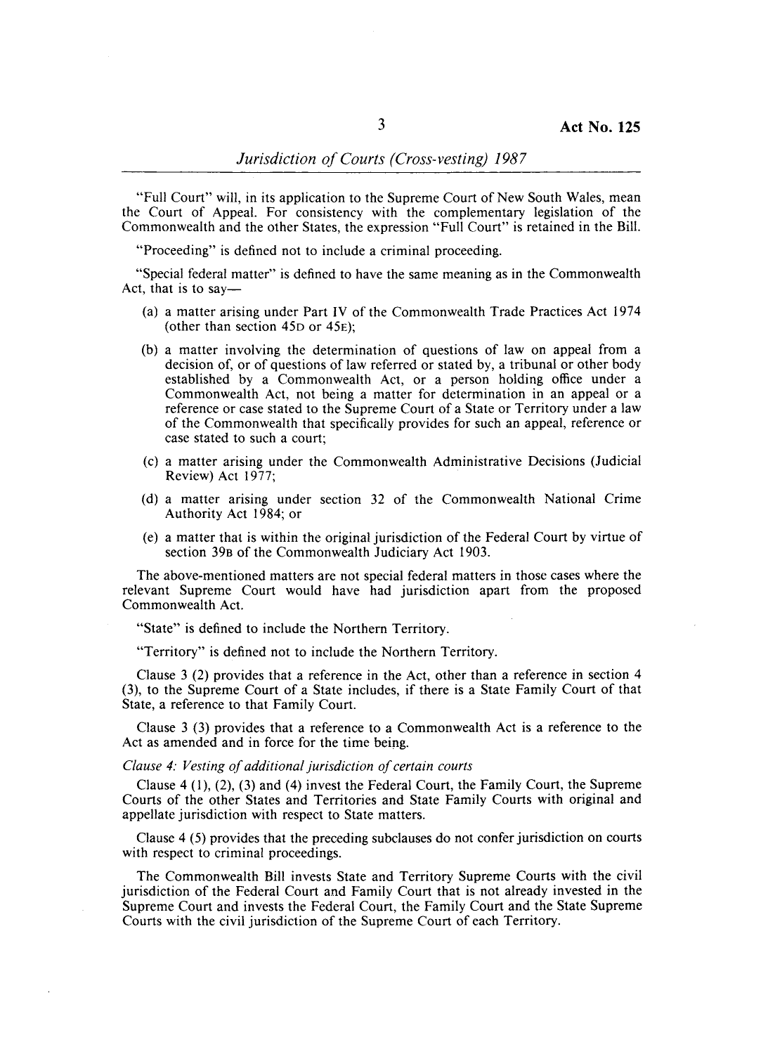"Full Court" will, in its application to the Supreme Court of New South Wales, mean the Court of Appeal. For consistency with the complementary legislation of the Commonwealth and the other States, the expression "Full Court" is retained in the Bill.

"Proceeding" is defined not to include a criminal proceeding.

"Special federal matter" is defined to have the same meaning as in the Commonwealth Act, that is to say—

(a) a matter arising under Part IV of the Commonwealth Trade Practices Act 1974 (other than section 45D or 45E);

(b) a matter involving the determination of questions of law on appeal from a decision of, or of questions of law referred or stated by, a tribunal or other body established by a Commonwealth Act, or a person holding office under a Commonwealth Act, not being a matter for determination in an appeal or a reference or case stated to the Supreme Court of a State or Territory under a law of the Commonwealth that specifically provides for such an appeal, reference or case stated to such a court;

(c) a matter arising under the Commonwealth Administrative Decisions (Judicial Review) Act 1977;

(d) a matter arising under section 32 of the Commonwealth National Crime Authority Act 1984; or

(e) a matter that is within the original jurisdiction of the Federal Court by virtue of section 39B of the Commonwealth Judiciary Act 1903.

The above-mentioned matters are not special federal matters in those cases where the relevant Supreme Court would have had jurisdiction apart from the proposed Commonwealth Act.

"State" is defined to include the Northern Territory.

"Territory" is defined not to include the Northern Territory.

Clause 3 (2) provides that a reference in the Act, other than a reference in section 4 (3), to the Supreme Court of a State includes, if there is a State Family Court of that State, a reference to that Family Court.

Clause 3 (3) provides that a reference to a Commonwealth Act is a reference to the Act as amended and in force for the time being.

*Clause 4: Vesting of additional jurisdiction of certain courts*

Clause 4 (1), (2), (3) and (4) invest the Federal Court, the Family Court, the Supreme Courts of the other States and Territories and State Family Courts with original and appellate jurisdiction with respect to State matters.

Clause 4 (5) provides that the preceding subclauses do not confer jurisdiction on courts with respect to criminal proceedings.

The Commonwealth Bill invests State and Territory Supreme Courts with the civil jurisdiction of the Federal Court and Family Court that is not already invested in the Supreme Court and invests the Federal Court, the Family Court and the State Supreme Courts with the civil jurisdiction of the Supreme Court of each Territory.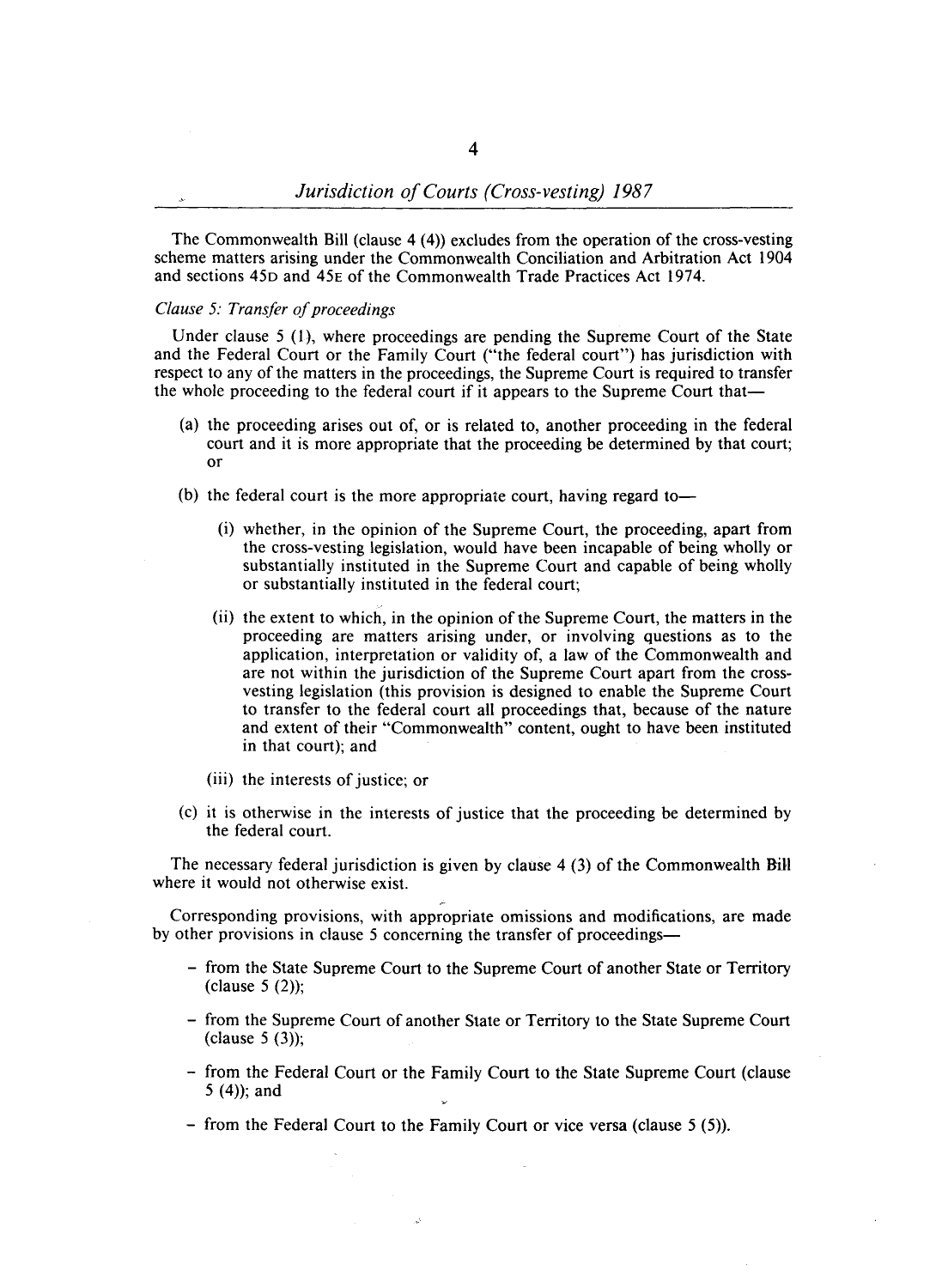The Commonwealth Bill (clause 4 (4)) excludes from the operation of the cross-vesting scheme matters arising under the Commonwealth Conciliation and Arbitration Act 1904 and sections 45D and 45E of the Commonwealth Trade Practices Act 1974.

*Clause 5: Transfer of proceedings*

Under clause 5 (1), where proceedings are pending the Supreme Court of the State and the Federal Court or the Family Court ("the federal court") has jurisdiction with respect to any of the matters in the proceedings, the Supreme Court is required to transfer the whole proceeding to the federal court if it appears to the Supreme Court that—

- (a) the proceeding arises out of, or is related to, another proceeding in the federal court and it is more appropriate that the proceeding be determined by that court; or
- (b) the federal court is the more appropriate court, having regard to—
  - (i) whether, in the opinion of the Supreme Court, the proceeding, apart from the cross-vesting legislation, would have been incapable of being wholly or substantially instituted in the Supreme Court and capable of being wholly or substantially instituted in the federal court;
  - (ii) the extent to which, in the opinion of the Supreme Court, the matters in the proceeding are matters arising under, or involving questions as to the application, interpretation or validity of, a law of the Commonwealth and are not within the jurisdiction of the Supreme Court apart from the cross-vesting legislation (this provision is designed to enable the Supreme Court to transfer to the federal court all proceedings that, because of the nature and extent of their "Commonwealth" content, ought to have been instituted in that court); and
  - (iii) the interests of justice; or
- (c) it is otherwise in the interests of justice that the proceeding be determined by the federal court.

The necessary federal jurisdiction is given by clause 4 (3) of the Commonwealth Bill where it would not otherwise exist.

Corresponding provisions, with appropriate omissions and modifications, are made by other provisions in clause 5 concerning the transfer of proceedings—

- from the State Supreme Court to the Supreme Court of another State or Territory (clause 5 (2));
- from the Supreme Court of another State or Territory to the State Supreme Court (clause 5 (3));
- from the Federal Court or the Family Court to the State Supreme Court (clause 5 (4)); and
- from the Federal Court to the Family Court or vice versa (clause 5 (5)).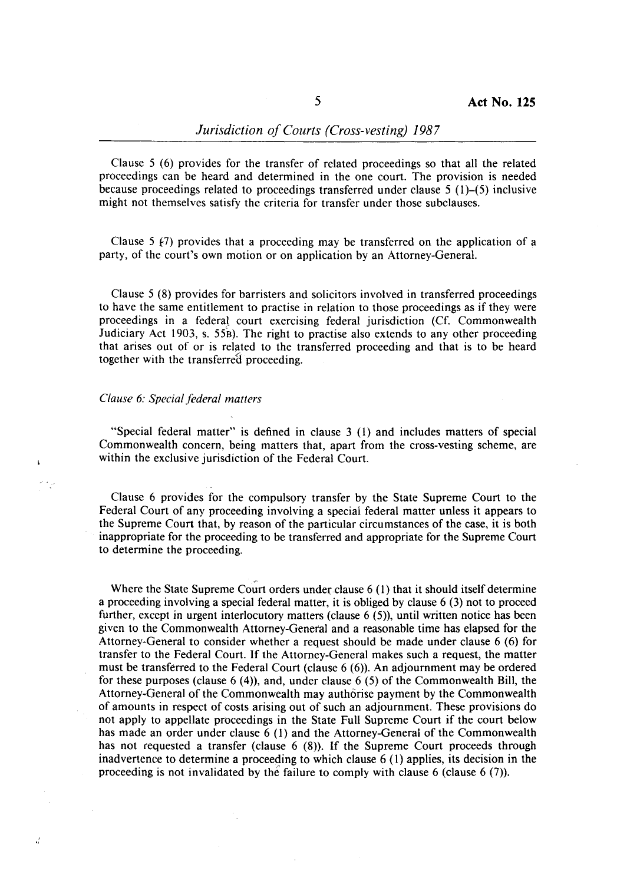Clause 5 (6) provides for the transfer of related proceedings so that all the related proceedings can be heard and determined in the one court. The provision is needed because proceedings related to proceedings transferred under clause 5 (1)–(5) inclusive might not themselves satisfy the criteria for transfer under those subclauses.

Clause 5 (7) provides that a proceeding may be transferred on the application of a party, of the court's own motion or on application by an Attorney-General.

Clause 5 (8) provides for barristers and solicitors involved in transferred proceedings to have the same entitlement to practise in relation to those proceedings as if they were proceedings in a federal court exercising federal jurisdiction (Cf. Commonwealth Judiciary Act 1903, s. 55B). The right to practise also extends to any other proceeding that arises out of or is related to the transferred proceeding and that is to be heard together with the transferred proceeding.

*Clause 6: Special federal matters*

"Special federal matter" is defined in clause 3 (1) and includes matters of special Commonwealth concern, being matters that, apart from the cross-vesting scheme, are within the exclusive jurisdiction of the Federal Court.

Clause 6 provides for the compulsory transfer by the State Supreme Court to the Federal Court of any proceeding involving a special federal matter unless it appears to the Supreme Court that, by reason of the particular circumstances of the case, it is both inappropriate for the proceeding to be transferred and appropriate for the Supreme Court to determine the proceeding.

Where the State Supreme Court orders under clause 6 (1) that it should itself determine a proceeding involving a special federal matter, it is obliged by clause 6 (3) not to proceed further, except in urgent interlocutory matters (clause 6 (5)), until written notice has been given to the Commonwealth Attorney-General and a reasonable time has elapsed for the Attorney-General to consider whether a request should be made under clause 6 (6) for transfer to the Federal Court. If the Attorney-General makes such a request, the matter must be transferred to the Federal Court (clause 6 (6)). An adjournment may be ordered for these purposes (clause 6 (4)), and, under clause 6 (5) of the Commonwealth Bill, the Attorney-General of the Commonwealth may authorise payment by the Commonwealth of amounts in respect of costs arising out of such an adjournment. These provisions do not apply to appellate proceedings in the State Full Supreme Court if the court below has made an order under clause 6 (1) and the Attorney-General of the Commonwealth has not requested a transfer (clause 6 (8)). If the Supreme Court proceeds through inadvertence to determine a proceeding to which clause 6 (1) applies, its decision in the proceeding is not invalidated by the failure to comply with clause 6 (clause 6 (7)).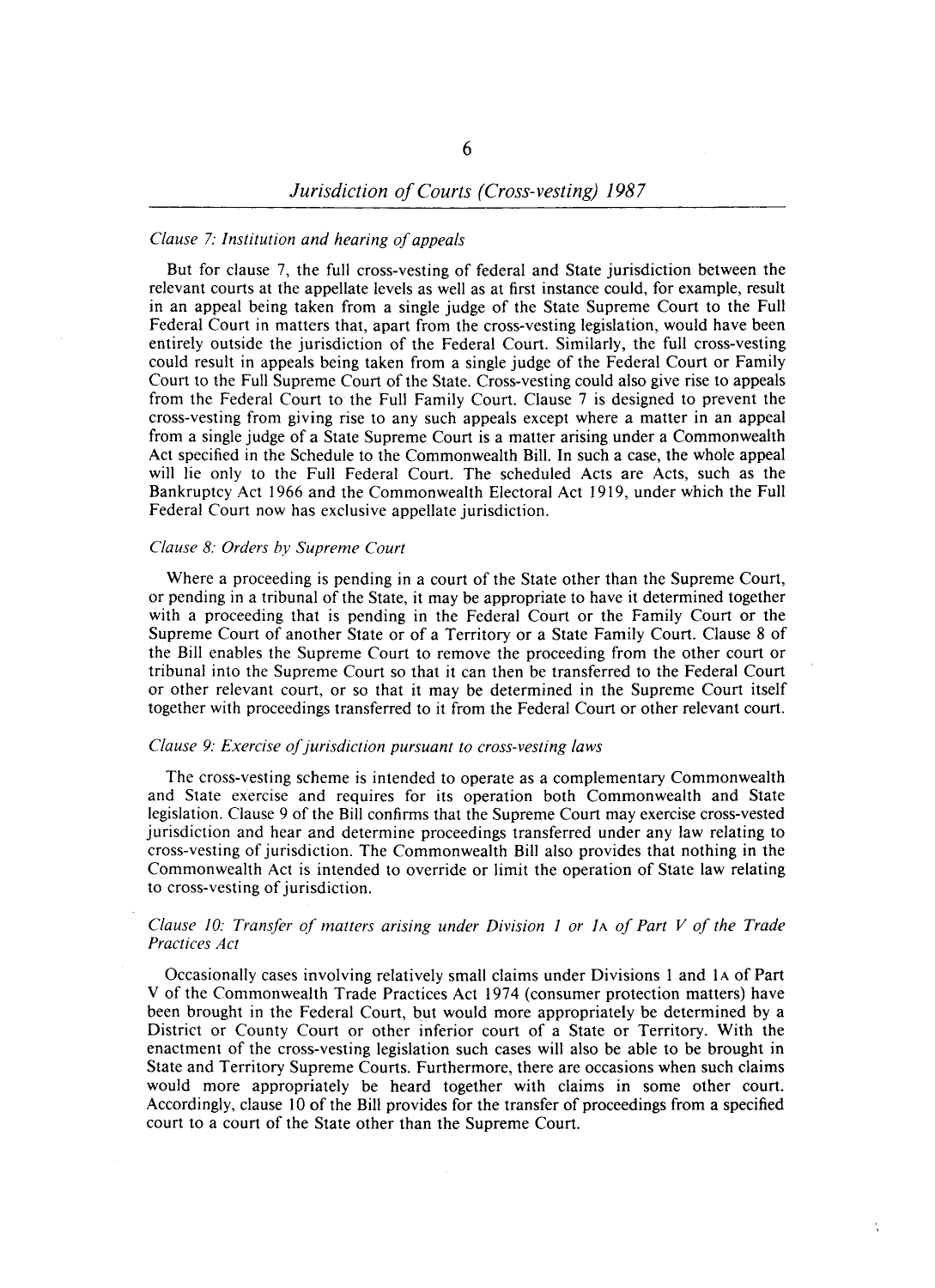*Clause 7: Institution and hearing of appeals*

But for clause 7, the full cross-vesting of federal and State jurisdiction between the relevant courts at the appellate levels as well as at first instance could, for example, result in an appeal being taken from a single judge of the State Supreme Court to the Full Federal Court in matters that, apart from the cross-vesting legislation, would have been entirely outside the jurisdiction of the Federal Court. Similarly, the full cross-vesting could result in appeals being taken from a single judge of the Federal Court or Family Court to the Full Supreme Court of the State. Cross-vesting could also give rise to appeals from the Federal Court to the Full Family Court. Clause 7 is designed to prevent the cross-vesting from giving rise to any such appeals except where a matter in an appeal from a single judge of a State Supreme Court is a matter arising under a Commonwealth Act specified in the Schedule to the Commonwealth Bill. In such a case, the whole appeal will lie only to the Full Federal Court. The scheduled Acts are Acts, such as the Bankruptcy Act 1966 and the Commonwealth Electoral Act 1919, under which the Full Federal Court now has exclusive appellate jurisdiction.

*Clause 8: Orders by Supreme Court*

Where a proceeding is pending in a court of the State other than the Supreme Court, or pending in a tribunal of the State, it may be appropriate to have it determined together with a proceeding that is pending in the Federal Court or the Family Court or the Supreme Court of another State or of a Territory or a State Family Court. Clause 8 of the Bill enables the Supreme Court to remove the proceeding from the other court or tribunal into the Supreme Court so that it can then be transferred to the Federal Court or other relevant court, or so that it may be determined in the Supreme Court itself together with proceedings transferred to it from the Federal Court or other relevant court.

*Clause 9: Exercise of jurisdiction pursuant to cross-vesting laws*

The cross-vesting scheme is intended to operate as a complementary Commonwealth and State exercise and requires for its operation both Commonwealth and State legislation. Clause 9 of the Bill confirms that the Supreme Court may exercise cross-vested jurisdiction and hear and determine proceedings transferred under any law relating to cross-vesting of jurisdiction. The Commonwealth Bill also provides that nothing in the Commonwealth Act is intended to override or limit the operation of State law relating to cross-vesting of jurisdiction.

*Clause 10: Transfer of matters arising under Division 1 or 1A of Part V of the Trade Practices Act*

Occasionally cases involving relatively small claims under Divisions 1 and 1A of Part V of the Commonwealth Trade Practices Act 1974 (consumer protection matters) have been brought in the Federal Court, but would more appropriately be determined by a District or County Court or other inferior court of a State or Territory. With the enactment of the cross-vesting legislation such cases will also be able to be brought in State and Territory Supreme Courts. Furthermore, there are occasions when such claims would more appropriately be heard together with claims in some other court. Accordingly, clause 10 of the Bill provides for the transfer of proceedings from a specified court to a court of the State other than the Supreme Court.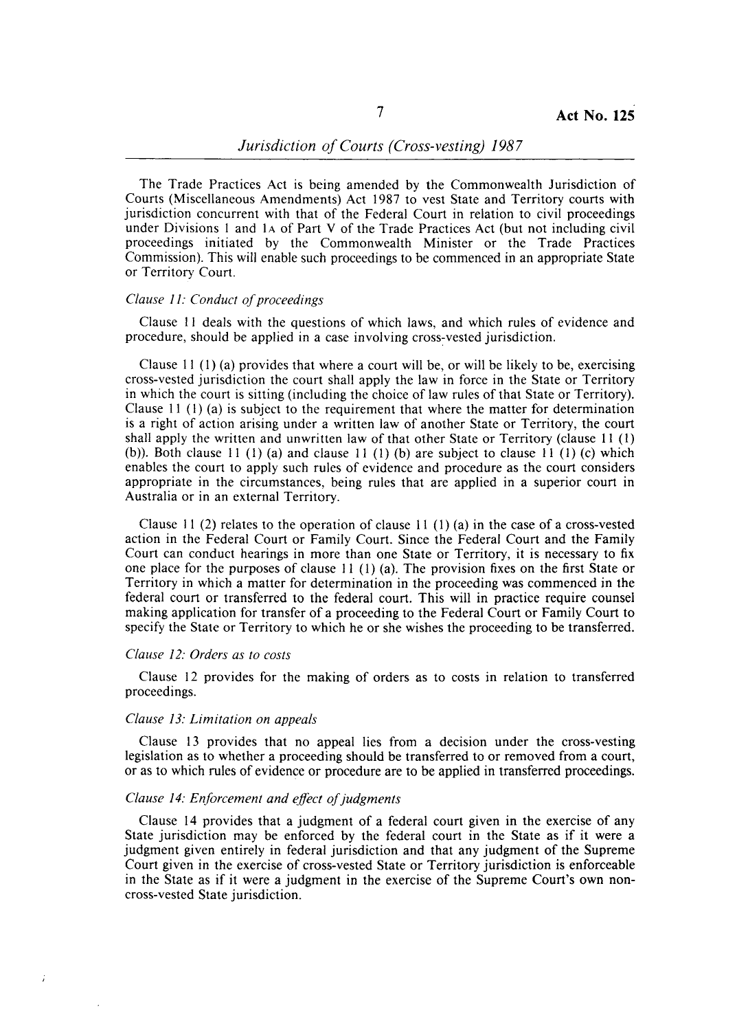The Trade Practices Act is being amended by the Commonwealth Jurisdiction of Courts (Miscellaneous Amendments) Act 1987 to vest State and Territory courts with jurisdiction concurrent with that of the Federal Court in relation to civil proceedings under Divisions 1 and 1A of Part V of the Trade Practices Act (but not including civil proceedings initiated by the Commonwealth Minister or the Trade Practices Commission). This will enable such proceedings to be commenced in an appropriate State or Territory Court.

*Clause 11: Conduct of proceedings*

Clause 11 deals with the questions of which laws, and which rules of evidence and procedure, should be applied in a case involving cross-vested jurisdiction.

Clause 11 (1) (a) provides that where a court will be, or will be likely to be, exercising cross-vested jurisdiction the court shall apply the law in force in the State or Territory in which the court is sitting (including the choice of law rules of that State or Territory). Clause 11 (1) (a) is subject to the requirement that where the matter for determination is a right of action arising under a written law of another State or Territory, the court shall apply the written and unwritten law of that other State or Territory (clause 11 (1) (b)). Both clause 11 (1) (a) and clause 11 (1) (b) are subject to clause 11 (1) (c) which enables the court to apply such rules of evidence and procedure as the court considers appropriate in the circumstances, being rules that are applied in a superior court in Australia or in an external Territory.

Clause 11 (2) relates to the operation of clause 11 (1) (a) in the case of a cross-vested action in the Federal Court or Family Court. Since the Federal Court and the Family Court can conduct hearings in more than one State or Territory, it is necessary to fix one place for the purposes of clause 11 (1) (a). The provision fixes on the first State or Territory in which a matter for determination in the proceeding was commenced in the federal court or transferred to the federal court. This will in practice require counsel making application for transfer of a proceeding to the Federal Court or Family Court to specify the State or Territory to which he or she wishes the proceeding to be transferred.

*Clause 12: Orders as to costs*

Clause 12 provides for the making of orders as to costs in relation to transferred proceedings.

*Clause 13: Limitation on appeals*

Clause 13 provides that no appeal lies from a decision under the cross-vesting legislation as to whether a proceeding should be transferred to or removed from a court, or as to which rules of evidence or procedure are to be applied in transferred proceedings.

*Clause 14: Enforcement and effect of judgments*

Clause 14 provides that a judgment of a federal court given in the exercise of any State jurisdiction may be enforced by the federal court in the State as if it were a judgment given entirely in federal jurisdiction and that any judgment of the Supreme Court given in the exercise of cross-vested State or Territory jurisdiction is enforceable in the State as if it were a judgment in the exercise of the Supreme Court's own non-cross-vested State jurisdiction.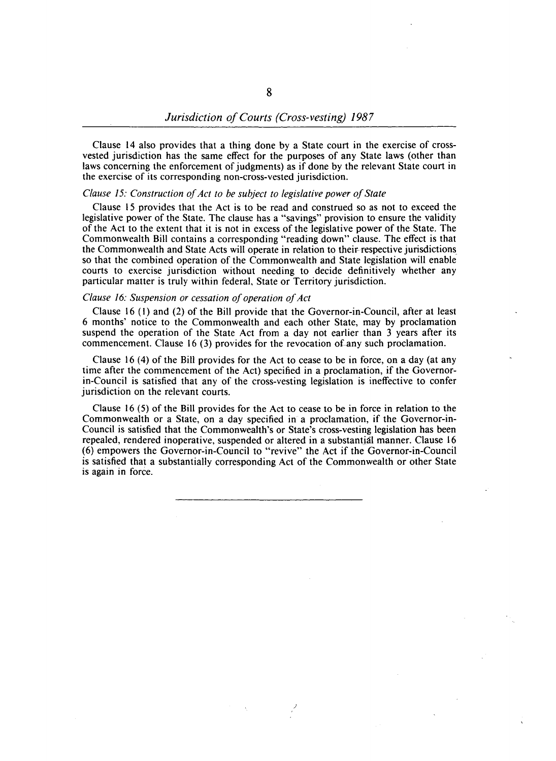Clause 14 also provides that a thing done by a State court in the exercise of cross-vested jurisdiction has the same effect for the purposes of any State laws (other than laws concerning the enforcement of judgments) as if done by the relevant State court in the exercise of its corresponding non-cross-vested jurisdiction.

*Clause 15: Construction of Act to be subject to legislative power of State*

Clause 15 provides that the Act is to be read and construed so as not to exceed the legislative power of the State. The clause has a "savings" provision to ensure the validity of the Act to the extent that it is not in excess of the legislative power of the State. The Commonwealth Bill contains a corresponding "reading down" clause. The effect is that the Commonwealth and State Acts will operate in relation to their respective jurisdictions so that the combined operation of the Commonwealth and State legislation will enable courts to exercise jurisdiction without needing to decide definitively whether any particular matter is truly within federal, State or Territory jurisdiction.

*Clause 16: Suspension or cessation of operation of Act*

Clause 16 (1) and (2) of the Bill provide that the Governor-in-Council, after at least 6 months' notice to the Commonwealth and each other State, may by proclamation suspend the operation of the State Act from a day not earlier than 3 years after its commencement. Clause 16 (3) provides for the revocation of any such proclamation.

Clause 16 (4) of the Bill provides for the Act to cease to be in force, on a day (at any time after the commencement of the Act) specified in a proclamation, if the Governor-in-Council is satisfied that any of the cross-vesting legislation is ineffective to confer jurisdiction on the relevant courts.

Clause 16 (5) of the Bill provides for the Act to cease to be in force in relation to the Commonwealth or a State, on a day specified in a proclamation, if the Governor-in-Council is satisfied that the Commonwealth's or State's cross-vesting legislation has been repealed, rendered inoperative, suspended or altered in a substantial manner. Clause 16 (6) empowers the Governor-in-Council to "revive" the Act if the Governor-in-Council is satisfied that a substantially corresponding Act of the Commonwealth or other State is again in force.